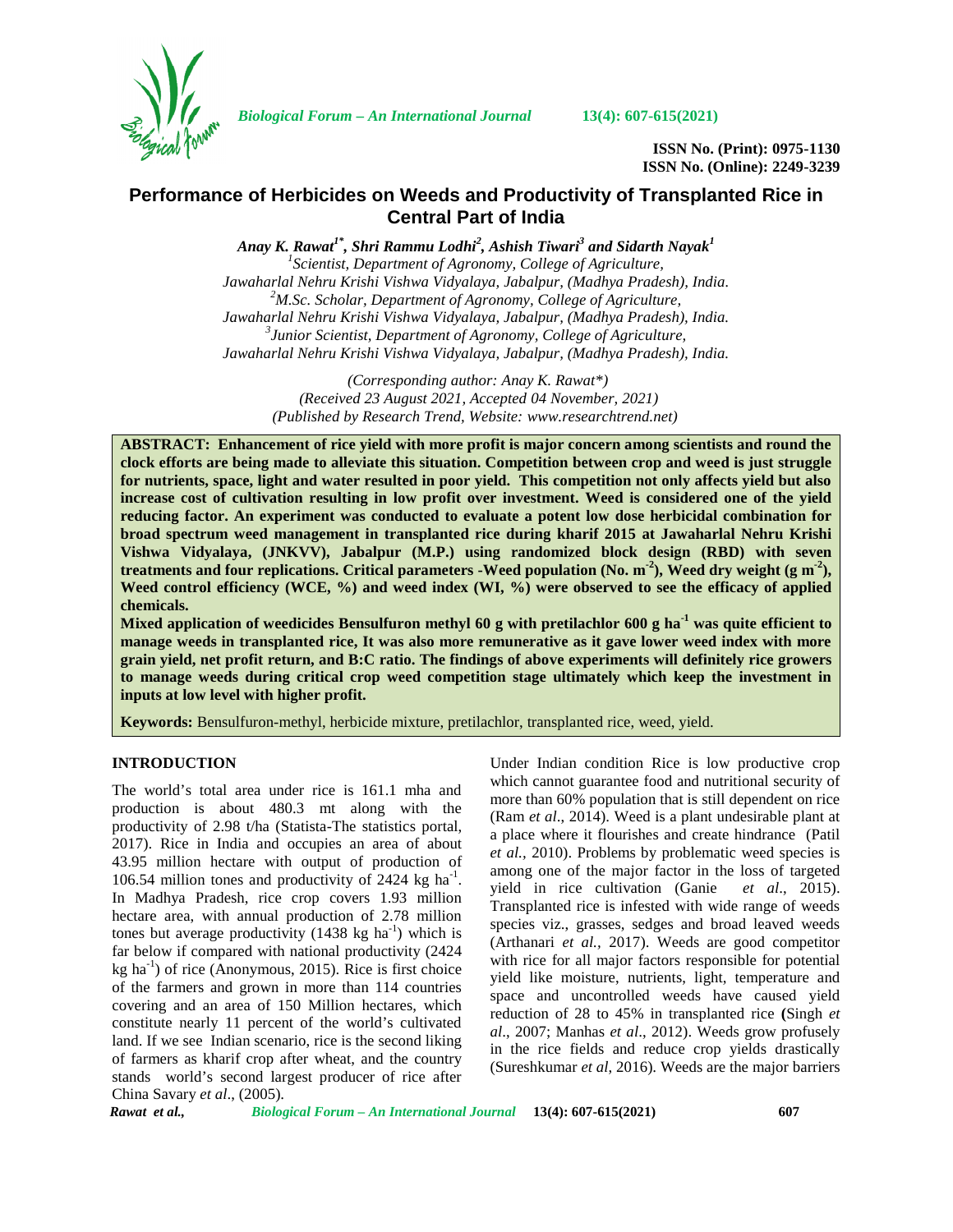**ISSN No. (Print): 0975-1130**
**ISSN No. (Online): 2249-3239**

# Performance of Herbicides on Weeds and Productivity of Transplanted Rice in Central Part of India

***Anay K. Rawat[1*], Shri Rammu Lodhi[2], Ashish Tiwari[3] and Sidarth Nayak[1]***

*[1]Scientist, Department of Agronomy, College of Agriculture, Jawaharlal Nehru Krishi Vishwa Vidyalaya, Jabalpur, (Madhya Pradesh), India.*
*[2]M.Sc. Scholar, Department of Agronomy, College of Agriculture, Jawaharlal Nehru Krishi Vishwa Vidyalaya, Jabalpur, (Madhya Pradesh), India.*
*[3]Junior Scientist, Department of Agronomy, College of Agriculture, Jawaharlal Nehru Krishi Vishwa Vidyalaya, Jabalpur, (Madhya Pradesh), India.*

*(Corresponding author: Anay K. Rawat\*)*
*(Received 23 August 2021, Accepted 04 November, 2021)*
*(Published by Research Trend, Website: www.researchtrend.net)*

**ABSTRACT: Enhancement of rice yield with more profit is major concern among scientists and round the clock efforts are being made to alleviate this situation. Competition between crop and weed is just struggle for nutrients, space, light and water resulted in poor yield. This competition not only affects yield but also increase cost of cultivation resulting in low profit over investment. Weed is considered one of the yield reducing factor. An experiment was conducted to evaluate a potent low dose herbicidal combination for broad spectrum weed management in transplanted rice during kharif 2015 at Jawaharlal Nehru Krishi Vishwa Vidyalaya, (JNKVV), Jabalpur (M.P.) using randomized block design (RBD) with seven treatments and four replications. Critical parameters -Weed population (No. m$^{-2}$), Weed dry weight (g m$^{-2}$), Weed control efficiency (WCE, %) and weed index (WI, %) were observed to see the efficacy of applied chemicals.**

**Mixed application of weedicides Bensulfuron methyl 60 g with pretilachlor 600 g ha$^{-1}$ was quite efficient to manage weeds in transplanted rice, It was also more remunerative as it gave lower weed index with more grain yield, net profit return, and B:C ratio. The findings of above experiments will definitely rice growers to manage weeds during critical crop weed competition stage ultimately which keep the investment in inputs at low level with higher profit.**

**Keywords:** Bensulfuron-methyl, herbicide mixture, pretilachlor, transplanted rice, weed, yield.

## INTRODUCTION

The world's total area under rice is 161.1 mha and production is about 480.3 mt along with the productivity of 2.98 t/ha (Statista-The statistics portal, 2017). Rice in India and occupies an area of about 43.95 million hectare with output of production of 106.54 million tones and productivity of 2424 kg ha$^{-1}$. In Madhya Pradesh, rice crop covers 1.93 million hectare area, with annual production of 2.78 million tones but average productivity (1438 kg ha$^{-1}$) which is far below if compared with national productivity (2424 kg ha$^{-1}$) of rice (Anonymous, 2015). Rice is first choice of the farmers and grown in more than 114 countries covering and an area of 150 Million hectares, which constitute nearly 11 percent of the world's cultivated land. If we see Indian scenario, rice is the second liking of farmers as kharif crop after wheat, and the country stands world's second largest producer of rice after China Savary *et al*., (2005).

Under Indian condition Rice is low productive crop which cannot guarantee food and nutritional security of more than 60% population that is still dependent on rice (Ram *et al*., 2014). Weed is a plant undesirable plant at a place where it flourishes and create hindrance (Patil *et al.,* 2010). Problems by problematic weed species is among one of the major factor in the loss of targeted yield in rice cultivation (Ganie *et al*., 2015). Transplanted rice is infested with wide range of weeds species viz., grasses, sedges and broad leaved weeds (Arthanari *et al.,* 2017). Weeds are good competitor with rice for all major factors responsible for potential yield like moisture, nutrients, light, temperature and space and uncontrolled weeds have caused yield reduction of 28 to 45% in transplanted rice **(**Singh *et al*., 2007; Manhas *et al*., 2012). Weeds grow profusely in the rice fields and reduce crop yields drastically (Sureshkumar *et al*, 2016). Weeds are the major barriers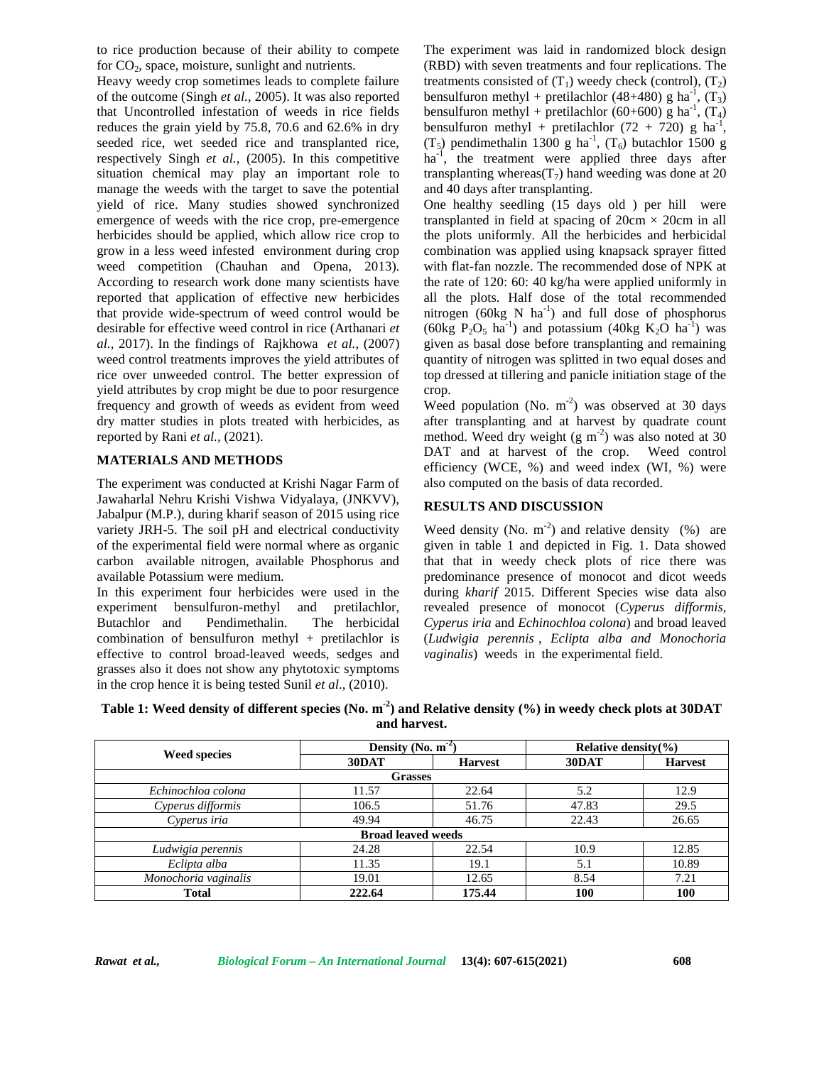to rice production because of their ability to compete for $CO_2$, space, moisture, sunlight and nutrients.

Heavy weedy crop sometimes leads to complete failure of the outcome (Singh *et al.*, 2005). It was also reported that Uncontrolled infestation of weeds in rice fields reduces the grain yield by 75.8, 70.6 and 62.6% in dry seeded rice, wet seeded rice and transplanted rice, respectively Singh *et al.*, (2005). In this competitive situation chemical may play an important role to manage the weeds with the target to save the potential yield of rice. Many studies showed synchronized emergence of weeds with the rice crop, pre-emergence herbicides should be applied, which allow rice crop to grow in a less weed infested environment during crop weed competition (Chauhan and Opena, 2013). According to research work done many scientists have reported that application of effective new herbicides that provide wide-spectrum of weed control would be desirable for effective weed control in rice (Arthanari *et al.*, 2017). In the findings of Rajkhowa *et al.*, (2007) weed control treatments improves the yield attributes of rice over unweeded control. The better expression of yield attributes by crop might be due to poor resurgence frequency and growth of weeds as evident from weed dry matter studies in plots treated with herbicides, as reported by Rani *et al.*, (2021).

## MATERIALS AND METHODS

The experiment was conducted at Krishi Nagar Farm of Jawaharlal Nehru Krishi Vishwa Vidyalaya, (JNKVV), Jabalpur (M.P.), during kharif season of 2015 using rice variety JRH-5. The soil pH and electrical conductivity of the experimental field were normal where as organic carbon available nitrogen, available Phosphorus and available Potassium were medium.

In this experiment four herbicides were used in the experiment bensulfuron-methyl and pretilachlor, Butachlor and Pendimethalin. The herbicidal combination of bensulfuron methyl + pretilachlor is effective to control broad-leaved weeds, sedges and grasses also it does not show any phytotoxic symptoms in the crop hence it is being tested Sunil *et al*., (2010).

The experiment was laid in randomized block design (RBD) with seven treatments and four replications. The treatments consisted of ($T_1$) weedy check (control), ($T_2$) bensulfuron methyl + pretilachlor (48+480) g $ha^{-1}$, ($T_3$) bensulfuron methyl + pretilachlor (60+600) g $ha^{-1}$, ($T_4$) bensulfuron methyl + pretilachlor (72 + 720) g $ha^{-1}$, ($T_5$) pendimethalin 1300 g $ha^{-1}$, ($T_6$) butachlor 1500 g $ha^{-1}$, the treatment were applied three days after transplanting whereas($T_7$) hand weeding was done at 20 and 40 days after transplanting.

One healthy seedling (15 days old ) per hill were transplanted in field at spacing of 20cm × 20cm in all the plots uniformly. All the herbicides and herbicidal combination was applied using knapsack sprayer fitted with flat-fan nozzle. The recommended dose of NPK at the rate of 120: 60: 40 kg/ha were applied uniformly in all the plots. Half dose of the total recommended nitrogen (60kg N $ha^{-1}$) and full dose of phosphorus (60kg $P_2O_5$ $ha^{-1}$) and potassium (40kg $K_2O$ $ha^{-1}$) was given as basal dose before transplanting and remaining quantity of nitrogen was splitted in two equal doses and top dressed at tillering and panicle initiation stage of the crop.

Weed population (No. $m^{-2}$) was observed at 30 days after transplanting and at harvest by quadrate count method. Weed dry weight (g $m^{-2}$) was also noted at 30 DAT and at harvest of the crop. Weed control efficiency (WCE, %) and weed index (WI, %) were also computed on the basis of data recorded.

## RESULTS AND DISCUSSION

Weed density (No. $m^{-2}$) and relative density (%) are given in table 1 and depicted in Fig. 1. Data showed that that in weedy check plots of rice there was predominance presence of monocot and dicot weeds during *kharif* 2015. Different Species wise data also revealed presence of monocot (*Cyperus difformis, Cyperus iria* and *Echinochloa colona*) and broad leaved (*Ludwigia perennis , Eclipta alba and Monochoria vaginalis*) weeds in the experimental field.

**Table 1: Weed density of different species (No. $m^{-2}$) and Relative density (%) in weedy check plots at 30DAT and harvest.**

| Weed species | Density (No. $m^{-2}$) | | Relative density(%) | |
|---|---|---|---|---|
| | 30DAT | Harvest | 30DAT | Harvest |
| **Grasses** | | | | |
| *Echinochloa colona* | 11.57 | 22.64 | 5.2 | 12.9 |
| *Cyperus difformis* | 106.5 | 51.76 | 47.83 | 29.5 |
| *Cyperus iria* | 49.94 | 46.75 | 22.43 | 26.65 |
| **Broad leaved weeds** | | | | |
| *Ludwigia perennis* | 24.28 | 22.54 | 10.9 | 12.85 |
| *Eclipta alba* | 11.35 | 19.1 | 5.1 | 10.89 |
| *Monochoria vaginalis* | 19.01 | 12.65 | 8.54 | 7.21 |
| **Total** | **222.64** | **175.44** | **100** | **100** |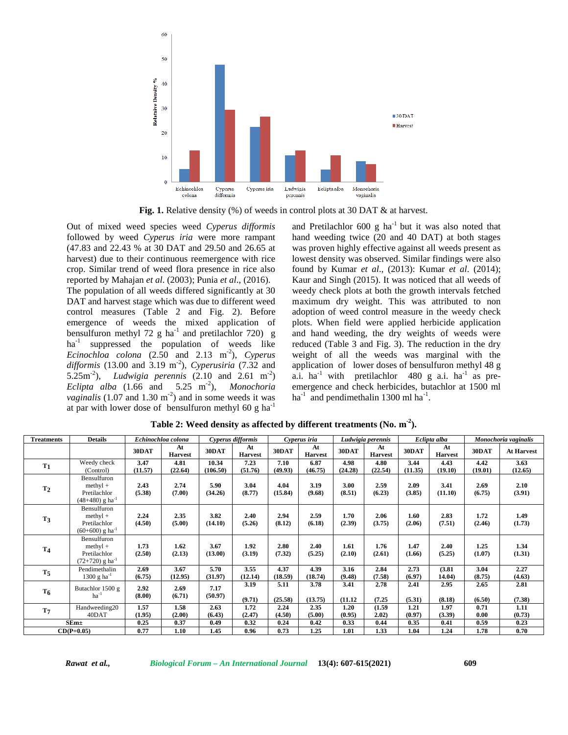Fig. 1. Relative density (%) of weeds in control plots at 30 DAT & at harvest.

Out of mixed weed species weed *Cyperus difformis* followed by weed *Cyperus iria* were more rampant (47.83 and 22.43 % at 30 DAT and 29.50 and 26.65 at harvest) due to their continuous reemergence with rice crop. Similar trend of weed flora presence in rice also reported by Mahajan *et al*. (2003); Punia *et al*., (2016).

The population of all weeds differed significantly at 30 DAT and harvest stage which was due to different weed control measures (Table 2 and Fig. 2). Before emergence of weeds the mixed application of bensulfuron methyl 72 g ha$^{-1}$ and pretilachlor 720) g ha$^{-1}$ suppressed the population of weeds like *Ecinochloa colona* (2.50 and 2.13 m$^{-2}$), *Cyperus difformis* (13.00 and 3.19 m$^{-2}$), *Cyperusiria* (7.32 and 5.25m$^{-2}$), *Ludwigia perennis* (2.10 and 2.61 m$^{-2}$) *Eclipta alba* (1.66 and 5.25 m$^{-2}$), *Monochoria vaginalis* (1.07 and 1.30 m$^{-2}$) and in some weeds it was at par with lower dose of bensulfuron methyl 60 g ha$^{-1}$ and Pretilachlor 600 g ha$^{-1}$ but it was also noted that hand weeding twice (20 and 40 DAT) at both stages was proven highly effective against all weeds present as lowest density was observed. Similar findings were also found by Kumar *et al*., (2013): Kumar *et al*. (2014); Kaur and Singh (2015). It was noticed that all weeds of weedy check plots at both the growth intervals fetched maximum dry weight. This was attributed to non adoption of weed control measure in the weedy check plots. When field were applied herbicide application and hand weeding, the dry weights of weeds were reduced (Table 3 and Fig. 3). The reduction in the dry weight of all the weeds was marginal with the application of lower doses of bensulfuron methyl 48 g a.i. ha$^{-1}$ with pretilachlor 480 g a.i. ha$^{-1}$ as pre-emergence and check herbicides, butachlor at 1500 ml ha$^{-1}$ and pendimethalin 1300 ml ha$^{-1}$.

**Table 2: Weed density as affected by different treatments (No. m$^{-2}$).**

| Treatments | Details | *Echinochloa colona* | | *Cyperus difformis* | | *Cyperus iria* | | *Ludwigia perennis* | | *Eclipta alba* | | *Monochoria vaginalis* | |
|---|---|---|---|---|---|---|---|---|---|---|---|---|---|
| | | 30DAT | At Harvest | 30DAT | At Harvest | 30DAT | At Harvest | 30DAT | At Harvest | 30DAT | At Harvest | 30DAT | At Harvest |
| $T_1$ | Weedy check (Control) | 3.47 (11.57) | 4.81 (22.64) | 10.34 (106.50) | 7.23 (51.76) | 7.10 (49.93) | 6.87 (46.75) | 4.98 (24.28) | 4.80 (22.54) | 3.44 (11.35) | 4.43 (19.10) | 4.42 (19.01) | 3.63 (12.65) |
| $T_2$ | Bensulfuron methyl + Pretilachlor (48+480) g ha$^{-1}$ | 2.43 (5.38) | 2.74 (7.00) | 5.90 (34.26) | 3.04 (8.77) | 4.04 (15.84) | 3.19 (9.68) | 3.00 (8.51) | 2.59 (6.23) | 2.09 (3.85) | 3.41 (11.10) | 2.69 (6.75) | 2.10 (3.91) |
| $T_3$ | Bensulfuron methyl + Pretilachlor (60+600) g ha$^{-1}$ | 2.24 (4.50) | 2.35 (5.00) | 3.82 (14.10) | 2.40 (5.26) | 2.94 (8.12) | 2.59 (6.18) | 1.70 (2.39) | 2.06 (3.75) | 1.60 (2.06) | 2.83 (7.51) | 1.72 (2.46) | 1.49 (1.73) |
| $T_4$ | Bensulfuron methyl + Pretilachlor (72+720) g ha$^{-1}$ | 1.73 (2.50) | 1.62 (2.13) | 3.67 (13.00) | 1.92 (3.19) | 2.80 (7.32) | 2.40 (5.25) | 1.61 (2.10) | 1.76 (2.61) | 1.47 (1.66) | 2.40 (5.25) | 1.25 (1.07) | 1.34 (1.31) |
| $T_5$ | Pendimethalin 1300 g ha$^{-1}$ | 2.69 (6.75) | 3.67 (12.95) | 5.70 (31.97) | 3.55 (12.14) | 4.37 (18.59) | 4.39 (18.74) | 3.16 (9.48) | 2.84 (7.58) | 2.73 (6.97) | (3.81 14.04) | 3.04 (8.75) | 2.27 (4.63) |
| $T_6$ | Butachlor 1500 g ha$^{-1}$ | 2.92 (8.00) | 2.69 (6.71) | 7.17 (50.97) | 3.19 (9.71) | 5.11 (25.58) | 3.78 (13.75) | 3.41 (11.12 | 2.78 (7.25 | 2.41 (5.31) | 2.95 (8.18) | 2.65 (6.50) | 2.81 (7.38) |
| $T_7$ | Handweeding20 40DAT | 1.57 (1.95) | 1.58 (2.00) | 2.63 (6.43) | 1.72 (2.47) | 2.24 (4.50) | 2.35 (5.00) | 1.20 (0.95) | (1.59 2.02) | 1.21 (0.97) | 1.97 (3.39) | 0.71 0.00 | 1.11 (0.73) |
| SEm± | | 0.25 | 0.37 | 0.49 | 0.32 | 0.24 | 0.42 | 0.33 | 0.44 | 0.35 | 0.41 | 0.59 | 0.23 |
| CD(P=0.05) | | 0.77 | 1.10 | 1.45 | 0.96 | 0.73 | 1.25 | 1.01 | 1.33 | 1.04 | 1.24 | 1.78 | 0.70 |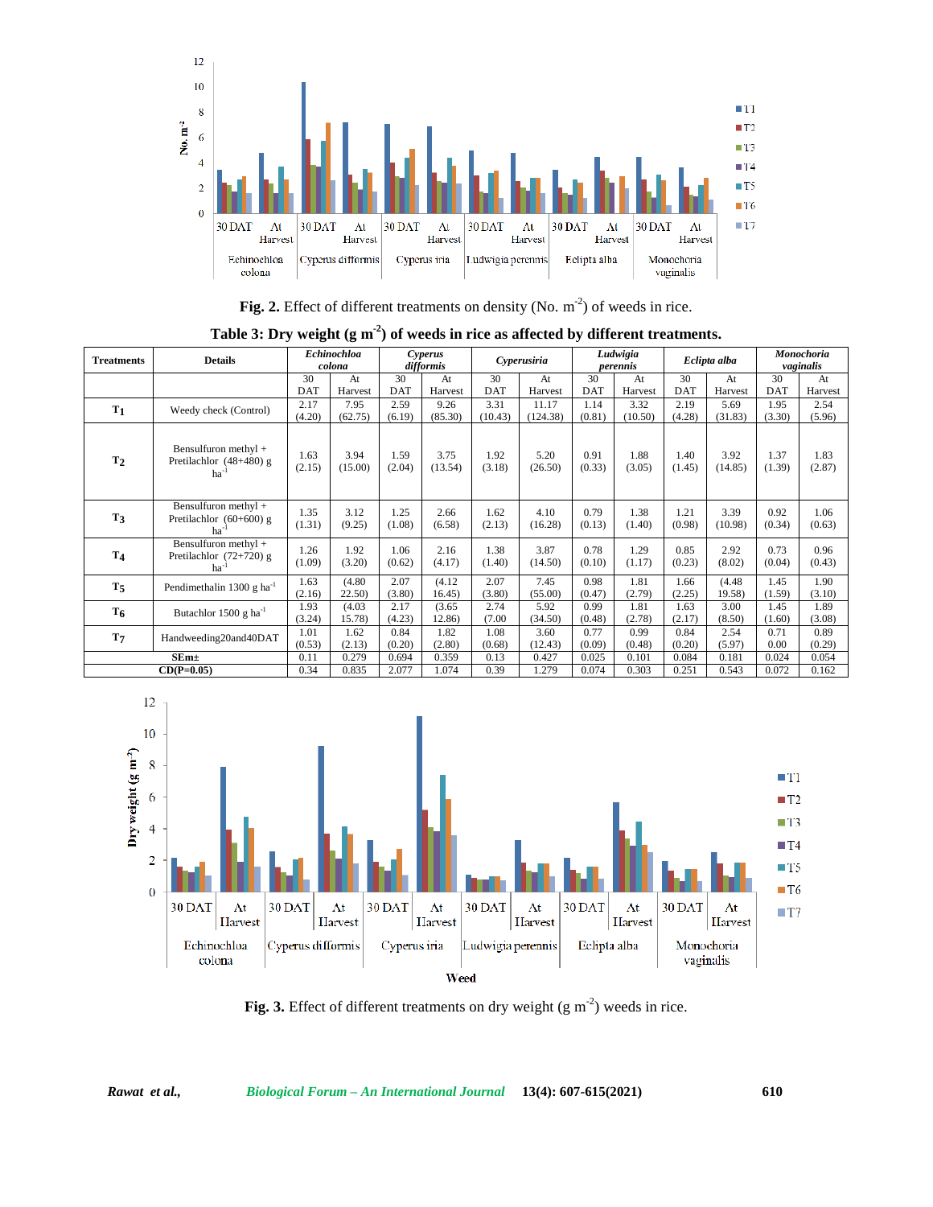**Fig. 2.** Effect of different treatments on density (No. m$^{-2}$) of weeds in rice.

**Table 3: Dry weight (g m$^{-2}$) of weeds in rice as affected by different treatments.**

| Treatments | Details | *Echinochloa colona* | | *Cyperus difformis* | | *Cyperusiria* | | *Ludwigia perennis* | | *Eclipta alba* | | *Monochoria vaginalis* | |
|---|---|---|---|---|---|---|---|---|---|---|---|---|---|
| | | 30 DAT | At Harvest | 30 DAT | At Harvest | 30 DAT | At Harvest | 30 DAT | At Harvest | 30 DAT | At Harvest | 30 DAT | At Harvest |
| $T_1$ | Weedy check (Control) | 2.17 (4.20) | 7.95 (62.75) | 2.59 (6.19) | 9.26 (85.30) | 3.31 (10.43) | 11.17 (124.38) | 1.14 (0.81) | 3.32 (10.50) | 2.19 (4.28) | 5.69 (31.83) | 1.95 (3.30) | 2.54 (5.96) |
| $T_2$ | Bensulfuron methyl + Pretilachlor (48+480) g ha$^{-1}$ | 1.63 (2.15) | 3.94 (15.00) | 1.59 (2.04) | 3.75 (13.54) | 1.92 (3.18) | 5.20 (26.50) | 0.91 (0.33) | 1.88 (3.05) | 1.40 (1.45) | 3.92 (14.85) | 1.37 (1.39) | 1.83 (2.87) |
| $T_3$ | Bensulfuron methyl + Pretilachlor (60+600) g ha$^{-1}$ | 1.35 (1.31) | 3.12 (9.25) | 1.25 (1.08) | 2.66 (6.58) | 1.62 (2.13) | 4.10 (16.28) | 0.79 (0.13) | 1.38 (1.40) | 1.21 (0.98) | 3.39 (10.98) | 0.92 (0.34) | 1.06 (0.63) |
| $T_4$ | Bensulfuron methyl + Pretilachlor (72+720) g ha$^{-1}$ | 1.26 (1.09) | 1.92 (3.20) | 1.06 (0.62) | 2.16 (4.17) | 1.38 (1.40) | 3.87 (14.50) | 0.78 (0.10) | 1.29 (1.17) | 0.85 (0.23) | 2.92 (8.02) | 0.73 (0.04) | 0.96 (0.43) |
| $T_5$ | Pendimethalin 1300 g ha$^{-1}$ | 1.63 (2.16) | (4.80 22.50) | 2.07 (3.80) | (4.12 16.45) | 2.07 (3.80) | 7.45 (55.00) | 0.98 (0.47) | 1.81 (2.79) | 1.66 (2.25) | (4.48 19.58) | 1.45 (1.59) | 1.90 (3.10) |
| $T_6$ | Butachlor 1500 g ha$^{-1}$ | 1.93 (3.24) | (4.03 15.78) | 2.17 (4.23) | (3.65 12.86) | 2.74 (7.00 | 5.92 (34.50) | 0.99 (0.48) | 1.81 (2.78) | 1.63 (2.17) | 3.00 (8.50) | 1.45 (1.60) | 1.89 (3.08) |
| $T_7$ | Handweeding20and40DAT | 1.01 (0.53) | 1.62 (2.13) | 0.84 (0.20) | 1.82 (2.80) | 1.08 (0.68) | 3.60 (12.43) | 0.77 (0.09) | 0.99 (0.48) | 0.84 (0.20) | 2.54 (5.97) | 0.71 0.00 | 0.89 (0.29) |
| SEm± | | 0.11 | 0.279 | 0.694 | 0.359 | 0.13 | 0.427 | 0.025 | 0.101 | 0.084 | 0.181 | 0.024 | 0.054 |
| CD(P=0.05) | | 0.34 | 0.835 | 2.077 | 1.074 | 0.39 | 1.279 | 0.074 | 0.303 | 0.251 | 0.543 | 0.072 | 0.162 |

**Fig. 3.** Effect of different treatments on dry weight (g m$^{-2}$) weeds in rice.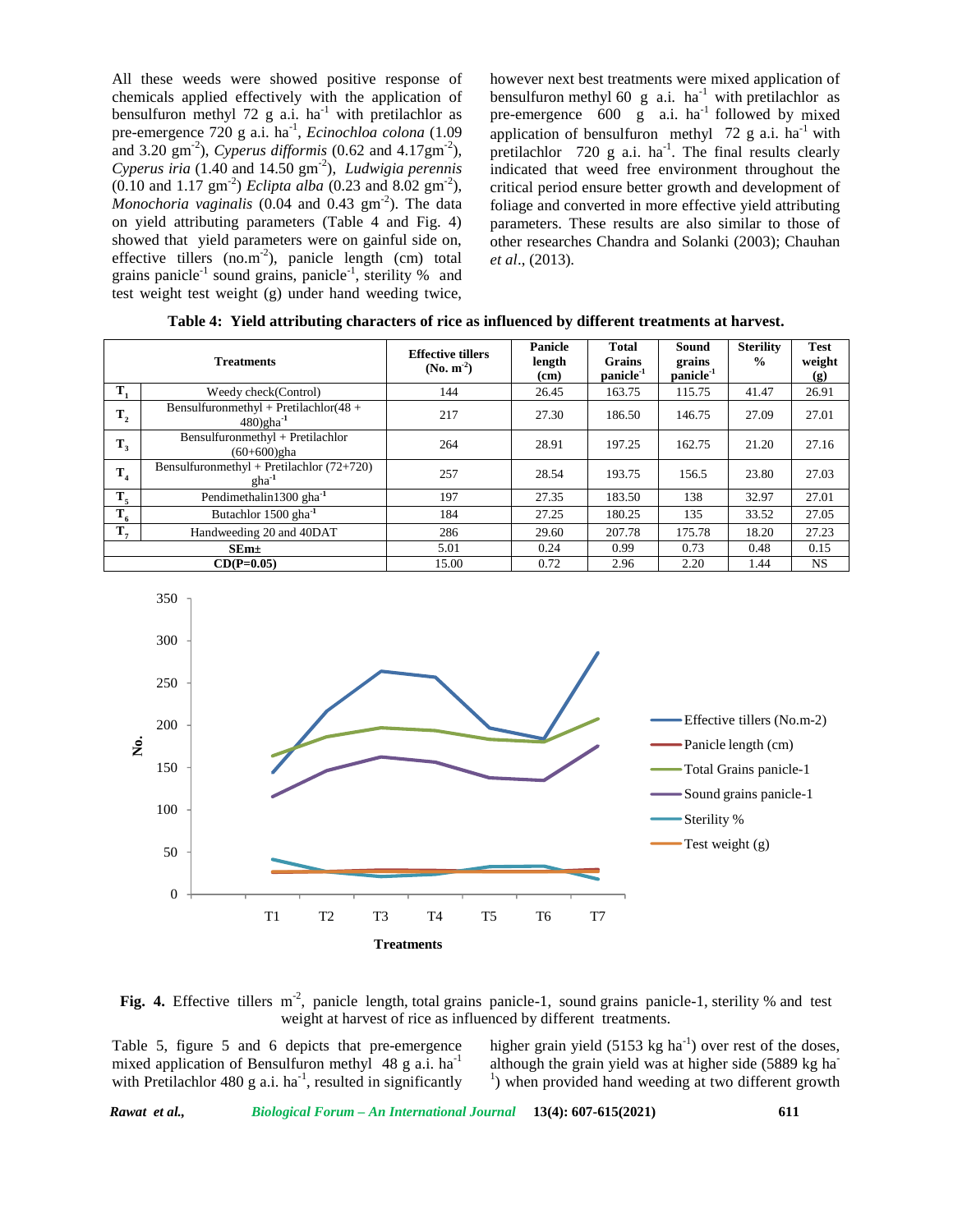All these weeds were showed positive response of chemicals applied effectively with the application of bensulfuron methyl 72 g a.i. ha$^{-1}$ with pretilachlor as pre-emergence 720 g a.i. ha$^{-1}$, *Ecinochloa colona* (1.09 and 3.20 gm$^{-2}$), *Cyperus difformis* (0.62 and 4.17gm$^{-2}$), *Cyperus iria* (1.40 and 14.50 gm$^{-2}$), *Ludwigia perennis* (0.10 and 1.17 gm$^{-2}$) *Eclipta alba* (0.23 and 8.02 gm$^{-2}$), *Monochoria vaginalis* (0.04 and 0.43 gm$^{-2}$). The data on yield attributing parameters (Table 4 and Fig. 4) showed that yield parameters were on gainful side on, effective tillers (no.m$^{-2}$), panicle length (cm) total grains panicle$^{-1}$ sound grains, panicle$^{-1}$, sterility % and test weight test weight (g) under hand weeding twice, however next best treatments were mixed application of bensulfuron methyl 60 g a.i. ha$^{-1}$ with pretilachlor as pre-emergence 600 g a.i. ha$^{-1}$ followed by mixed application of bensulfuron methyl 72 g a.i. ha$^{-1}$ with pretilachlor 720 g a.i. ha$^{-1}$. The final results clearly indicated that weed free environment throughout the critical period ensure better growth and development of foliage and converted in more effective yield attributing parameters. These results are also similar to those of other researches Chandra and Solanki (2003); Chauhan *et al*., (2013).

**Table 4: Yield attributing characters of rice as influenced by different treatments at harvest.**

| | Treatments | Effective tillers (No. m$^{-2}$) | Panicle length (cm) | Total Grains panicle$^{-1}$ | Sound grains panicle$^{-1}$ | Sterility % | Test weight (g) |
|---|---|---|---|---|---|---|---|
| $T_1$ | Weedy check(Control) | 144 | 26.45 | 163.75 | 115.75 | 41.47 | 26.91 |
| $T_2$ | Bensulfuronmethyl + Pretilachlor(48 + 480)gha$^{-1}$ | 217 | 27.30 | 186.50 | 146.75 | 27.09 | 27.01 |
| $T_3$ | Bensulfuronmethyl + Pretilachlor (60+600)gha | 264 | 28.91 | 197.25 | 162.75 | 21.20 | 27.16 |
| $T_4$ | Bensulfuronmethyl + Pretilachlor (72+720) gha$^{-1}$ | 257 | 28.54 | 193.75 | 156.5 | 23.80 | 27.03 |
| $T_5$ | Pendimethalin1300 gha$^{-1}$ | 197 | 27.35 | 183.50 | 138 | 32.97 | 27.01 |
| $T_6$ | Butachlor 1500 gha$^{-1}$ | 184 | 27.25 | 180.25 | 135 | 33.52 | 27.05 |
| $T_7$ | Handweeding 20 and 40DAT | 286 | 29.60 | 207.78 | 175.78 | 18.20 | 27.23 |
| SEm± | | 5.01 | 0.24 | 0.99 | 0.73 | 0.48 | 0.15 |
| CD(P=0.05) | | 15.00 | 0.72 | 2.96 | 2.20 | 1.44 | NS |

**Fig. 4.** Effective tillers m$^{-2}$, panicle length, total grains panicle-1, sound grains panicle-1, sterility % and test weight at harvest of rice as influenced by different treatments.

Table 5, figure 5 and 6 depicts that pre-emergence mixed application of Bensulfuron methyl 48 g a.i. ha$^{-1}$ with Pretilachlor 480 g a.i. ha$^{-1}$, resulted in significantly higher grain yield (5153 kg ha$^{-1}$) over rest of the doses, although the grain yield was at higher side (5889 kg ha$^{-1}$) when provided hand weeding at two different growth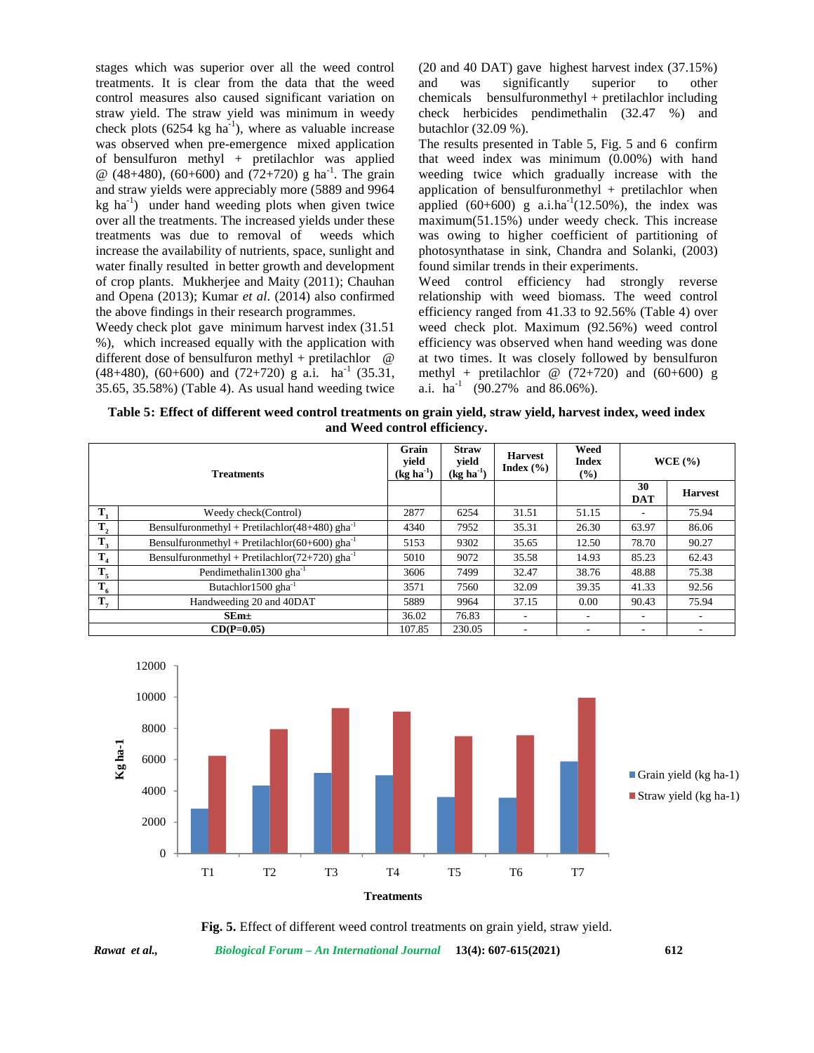stages which was superior over all the weed control treatments. It is clear from the data that the weed control measures also caused significant variation on straw yield. The straw yield was minimum in weedy check plots (6254 kg ha$^{-1}$), where as valuable increase was observed when pre-emergence mixed application of bensulfuron methyl + pretilachlor was applied @ (48+480), (60+600) and (72+720) g ha$^{-1}$. The grain and straw yields were appreciably more (5889 and 9964 kg ha$^{-1}$) under hand weeding plots when given twice over all the treatments. The increased yields under these treatments was due to removal of weeds which increase the availability of nutrients, space, sunlight and water finally resulted in better growth and development of crop plants. Mukherjee and Maity (2011); Chauhan and Opena (2013); Kumar *et al*. (2014) also confirmed the above findings in their research programmes.

Weedy check plot gave minimum harvest index (31.51 %), which increased equally with the application with different dose of bensulfuron methyl + pretilachlor @ (48+480), (60+600) and (72+720) g a.i. ha$^{-1}$ (35.31, 35.65, 35.58%) (Table 4). As usual hand weeding twice (20 and 40 DAT) gave highest harvest index (37.15%) and was significantly superior to other chemicals bensulfuronmethyl + pretilachlor including check herbicides pendimethalin (32.47 %) and butachlor (32.09 %).

The results presented in Table 5, Fig. 5 and 6 confirm that weed index was minimum (0.00%) with hand weeding twice which gradually increase with the application of bensulfuronmethyl + pretilachlor when applied (60+600) g a.i.ha$^{-1}$(12.50%), the index was maximum(51.15%) under weedy check. This increase was owing to higher coefficient of partitioning of photosynthatase in sink, Chandra and Solanki, (2003) found similar trends in their experiments.

Weed control efficiency had strongly reverse relationship with weed biomass. The weed control efficiency ranged from 41.33 to 92.56% (Table 4) over weed check plot. Maximum (92.56%) weed control efficiency was observed when hand weeding was done at two times. It was closely followed by bensulfuron methyl + pretilachlor @ (72+720) and (60+600) g a.i. ha$^{-1}$ (90.27% and 86.06%).

**Table 5: Effect of different weed control treatments on grain yield, straw yield, harvest index, weed index and Weed control efficiency.**

| | Treatments | Grain yield (kg ha$^{-1}$) | Straw yield (kg ha$^{-1}$) | Harvest Index (%) | Weed Index (%) | WCE (%) | |
|---|---|---|---|---|---|---|---|
| | | | | | | 30 DAT | Harvest |
| $T_1$ | Weedy check(Control) | 2877 | 6254 | 31.51 | 51.15 | - | 75.94 |
| $T_2$ | Bensulfuronmethyl + Pretilachlor(48+480) gha$^{-1}$ | 4340 | 7952 | 35.31 | 26.30 | 63.97 | 86.06 |
| $T_3$ | Bensulfuronmethyl + Pretilachlor(60+600) gha$^{-1}$ | 5153 | 9302 | 35.65 | 12.50 | 78.70 | 90.27 |
| $T_4$ | Bensulfuronmethyl + Pretilachlor(72+720) gha$^{-1}$ | 5010 | 9072 | 35.58 | 14.93 | 85.23 | 62.43 |
| $T_5$ | Pendimethalin1300 gha$^{-1}$ | 3606 | 7499 | 32.47 | 38.76 | 48.88 | 75.38 |
| $T_6$ | Butachlor1500 gha$^{-1}$ | 3571 | 7560 | 32.09 | 39.35 | 41.33 | 92.56 |
| $T_7$ | Handweeding 20 and 40DAT | 5889 | 9964 | 37.15 | 0.00 | 90.43 | 75.94 |
| SEm± | | 36.02 | 76.83 | - | - | - | - |
| CD(P=0.05) | | 107.85 | 230.05 | - | - | - | - |

**Fig. 5.** Effect of different weed control treatments on grain yield, straw yield.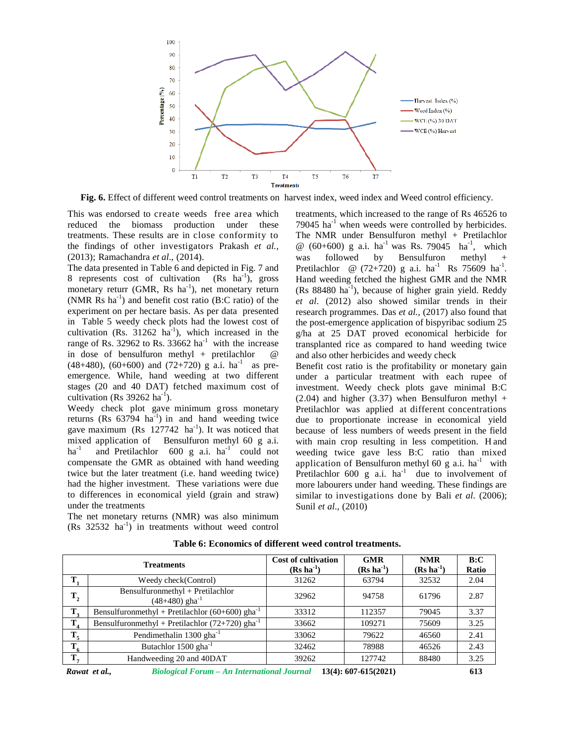Fig. 6. Effect of different weed control treatments on harvest index, weed index and Weed control efficiency.

This was endorsed to create weeds free area which reduced the biomass production under these treatments. These results are in close conformity to the findings of other investigators Prakash *et al.*, (2013); Ramachandra *et al*., (2014).

The data presented in Table 6 and depicted in Fig. 7 and 8 represents cost of cultivation (Rs $ha^{-1}$), gross monetary returr (GMR, Rs $ha^{-1}$), net monetary return (NMR Rs $ha^{-1}$) and benefit cost ratio (B:C ratio) of the experiment on per hectare basis. As per data presented in Table 5 weedy check plots had the lowest cost of cultivation (Rs. 31262 $ha^{-1}$), which increased in the range of Rs. 32962 to Rs. 33662 $ha^{-1}$ with the increase in dose of bensulfuron methyl + pretilachlor @ (48+480), (60+600) and (72+720) g a.i. $ha^{-1}$ as pre-emergence. While, hand weeding at two different stages (20 and 40 DAT) fetched maximum cost of cultivation (Rs 39262 $ha^{-1}$).

Weedy check plot gave minimum gross monetary returns (Rs 63794 $ha^{-1}$) in and hand weeding twice gave maximum (Rs 127742 $ha^{-1}$). It was noticed that mixed application of Bensulfuron methyl 60 g a.i. $ha^{-1}$ and Pretilachlor 600 g a.i. $ha^{-1}$ could not compensate the GMR as obtained with hand weeding twice but the later treatment (i.e. hand weeding twice) had the higher investment. These variations were due to differences in economical yield (grain and straw) under the treatments

The net monetary returns (NMR) was also minimum (Rs 32532 $ha^{-1}$) in treatments without weed control treatments, which increased to the range of Rs 46526 to 79045 $ha^{-1}$ when weeds were controlled by herbicides. The NMR under Bensulfuron methyl + Pretilachlor @ (60+600) g a.i. $ha^{-1}$ was Rs. 79045 $ha^{-1}$, which was followed by Bensulfuron methyl + Pretilachlor @ (72+720) g a.i. $ha^{-1}$ Rs 75609 $ha^{-1}$. Hand weeding fetched the highest GMR and the NMR (Rs 88480 $ha^{-1}$), because of higher grain yield. Reddy *et al.* (2012) also showed similar trends in their research programmes. Das *et al.,* (2017) also found that the post-emergence application of bispyribac sodium 25 g/ha at 25 DAT proved economical herbicide for transplanted rice as compared to hand weeding twice and also other herbicides and weedy check

Benefit cost ratio is the profitability or monetary gain under a particular treatment with each rupee of investment. Weedy check plots gave minimal B:C (2.04) and higher (3.37) when Bensulfuron methyl + Pretilachlor was applied at different concentrations due to proportionate increase in economical yield because of less numbers of weeds present in the field with main crop resulting in less competition. Hand weeding twice gave less B:C ratio than mixed application of Bensulfuron methyl 60 g a.i. $ha^{-1}$ with Pretilachlor 600 g a.i. $ha^{-1}$ due to involvement of more labourers under hand weeding. These findings are similar to investigations done by Bali *et al.* (2006); Sunil *et al*., (2010)

**Table 6: Economics of different weed control treatments.**

| | Treatments | Cost of cultivation (Rs $ha^{-1}$) | GMR (Rs $ha^{-1}$) | NMR (Rs $ha^{-1}$) | B:C Ratio |
|---|---|---|---|---|---|
| $T_1$ | Weedy check(Control) | 31262 | 63794 | 32532 | 2.04 |
| $T_2$ | Bensulfuronmethyl + Pretilachlor (48+480) $gha^{-1}$ | 32962 | 94758 | 61796 | 2.87 |
| $T_3$ | Bensulfuronmethyl + Pretilachlor (60+600) $gha^{-1}$ | 33312 | 112357 | 79045 | 3.37 |
| $T_4$ | Bensulfuronmethyl + Pretilachlor (72+720) $gha^{-1}$ | 33662 | 109271 | 75609 | 3.25 |
| $T_5$ | Pendimethalin 1300 $gha^{-1}$ | 33062 | 79622 | 46560 | 2.41 |
| $T_6$ | Butachlor 1500 $gha^{-1}$ | 32462 | 78988 | 46526 | 2.43 |
| $T_7$ | Handweeding 20 and 40DAT | 39262 | 127742 | 88480 | 3.25 |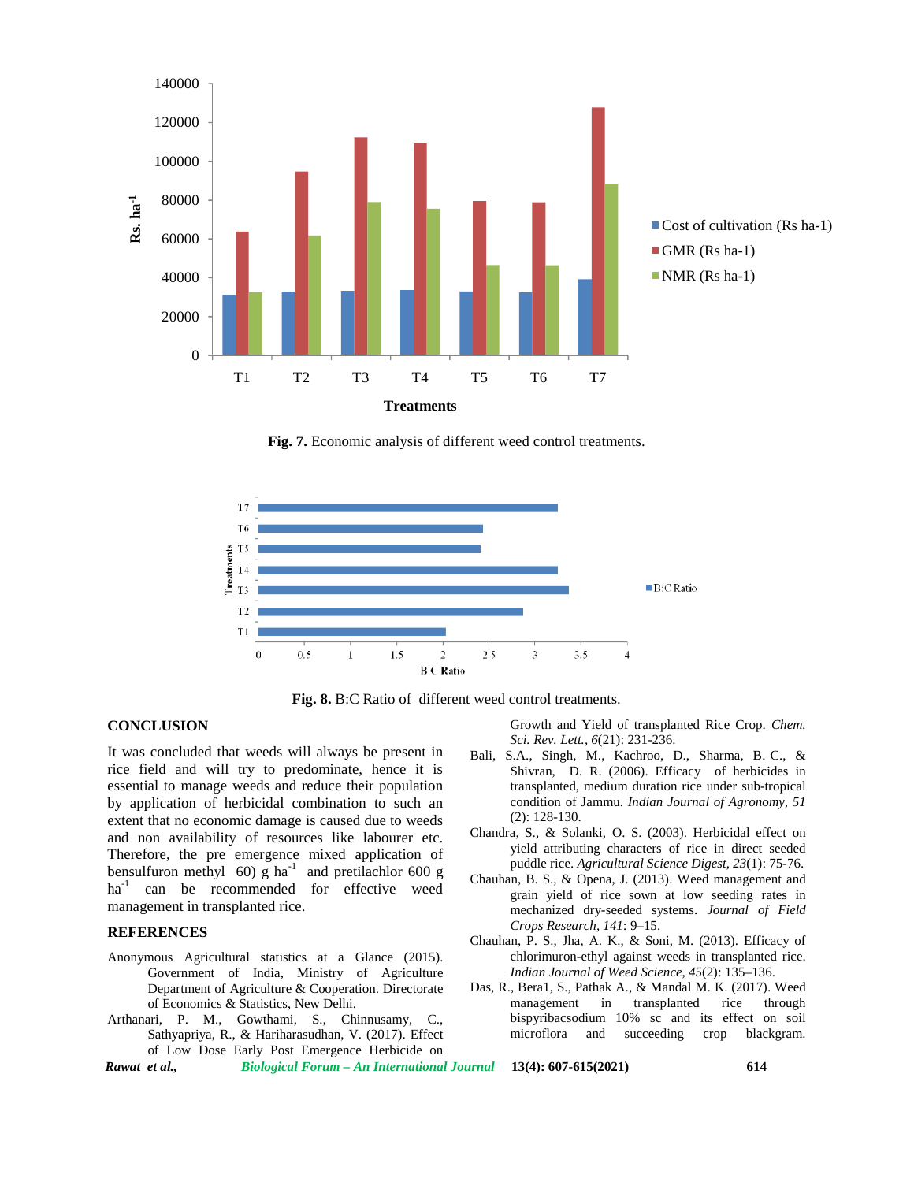Fig. 7. Economic analysis of different weed control treatments.

Fig. 8. B:C Ratio of different weed control treatments.

## CONCLUSION

It was concluded that weeds will always be present in rice field and will try to predominate, hence it is essential to manage weeds and reduce their population by application of herbicidal combination to such an extent that no economic damage is caused due to weeds and non availability of resources like labourer etc. Therefore, the pre emergence mixed application of bensulfuron methyl 60) g ha$^{-1}$ and pretilachlor 600 g ha$^{-1}$ can be recommended for effective weed management in transplanted rice.

## REFERENCES

Anonymous Agricultural statistics at a Glance (2015). Government of India, Ministry of Agriculture Department of Agriculture & Cooperation. Directorate of Economics & Statistics, New Delhi.

Arthanari, P. M., Gowthami, S., Chinnusamy, C., Sathyapriya, R., & Hariharasudhan, V. (2017). Effect of Low Dose Early Post Emergence Herbicide on Growth and Yield of transplanted Rice Crop. *Chem. Sci. Rev. Lett.*, *6*(21): 231-236.

Bali, S.A., Singh, M., Kachroo, D., Sharma, B. C., & Shivran, D. R. (2006). Efficacy of herbicides in transplanted, medium duration rice under sub-tropical condition of Jammu. *Indian Journal of Agronomy, 51* (2): 128-130.

Chandra, S., & Solanki, O. S. (2003). Herbicidal effect on yield attributing characters of rice in direct seeded puddle rice. *Agricultural Science Digest, 23*(1): 75-76.

Chauhan, B. S., & Opena, J. (2013). Weed management and grain yield of rice sown at low seeding rates in mechanized dry-seeded systems. *Journal of Field Crops Research, 141*: 9–15.

Chauhan, P. S., Jha, A. K., & Soni, M. (2013). Efficacy of chlorimuron-ethyl against weeds in transplanted rice. *Indian Journal of Weed Science, 45*(2): 135–136.

Das, R., Bera1, S., Pathak A., & Mandal M. K. (2017). Weed management in transplanted rice through bispyribacsodium 10% sc and its effect on soil microflora and succeeding crop blackgram.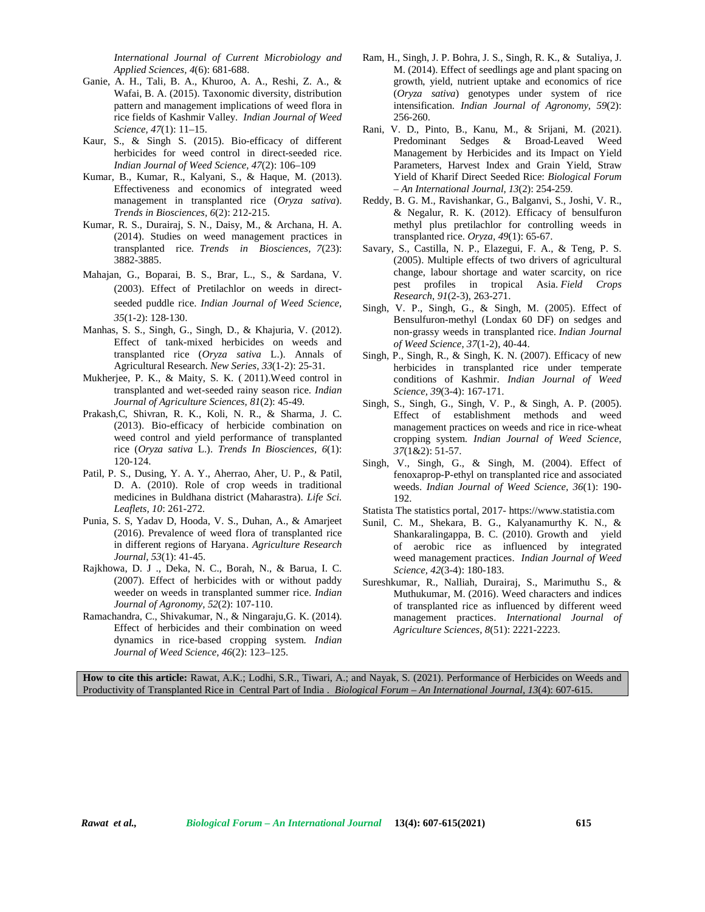*International Journal of Current Microbiology and Applied Sciences, 4*(6): 681-688.

Ganie, A. H., Tali, B. A., Khuroo, A. A., Reshi, Z. A., & Wafai, B. A. (2015). Taxonomic diversity, distribution pattern and management implications of weed flora in rice fields of Kashmir Valley. *Indian Journal of Weed Science, 47*(1): 11–15.

Kaur, S., & Singh S. (2015). Bio-efficacy of different herbicides for weed control in direct-seeded rice. *Indian Journal of Weed Science, 47*(2): 106–109

Kumar, B., Kumar, R., Kalyani, S., & Haque, M. (2013). Effectiveness and economics of integrated weed management in transplanted rice (*Oryza sativa*). *Trends in Biosciences, 6*(2): 212-215.

Kumar, R. S., Durairaj, S. N., Daisy, M., & Archana, H. A. (2014). Studies on weed management practices in transplanted rice. *Trends in Biosciences, 7*(23): 3882-3885.

Mahajan, G., Boparai, B. S., Brar, L., S., & Sardana, V. (2003). Effect of Pretilachlor on weeds in direct-seeded puddle rice. *Indian Journal of Weed Science, 35*(1-2): 128-130.

Manhas, S. S., Singh, G., Singh, D., & Khajuria, V. (2012). Effect of tank-mixed herbicides on weeds and transplanted rice (*Oryza sativa* L.). Annals of Agricultural Research. *New Series, 33*(1-2): 25-31.

Mukherjee, P. K., & Maity, S. K. ( 2011).Weed control in transplanted and wet-seeded rainy season rice. *Indian Journal of Agriculture Sciences, 81*(2): 45-49.

Prakash,C, Shivran, R. K., Koli, N. R., & Sharma, J. C. (2013). Bio-efficacy of herbicide combination on weed control and yield performance of transplanted rice (*Oryza sativa* L.). *Trends In Biosciences, 6*(1): 120-124.

Patil, P. S., Dusing, Y. A. Y., Aherrao, Aher, U. P., & Patil, D. A. (2010). Role of crop weeds in traditional medicines in Buldhana district (Maharastra). *Life Sci. Leaflets, 10*: 261-272.

Punia, S. S, Yadav D, Hooda, V. S., Duhan, A., & Amarjeet (2016). Prevalence of weed flora of transplanted rice in different regions of Haryana. *Agriculture Research Journal, 53*(1): 41-45.

Rajkhowa, D. J ., Deka, N. C., Borah, N., & Barua, I. C. (2007). Effect of herbicides with or without paddy weeder on weeds in transplanted summer rice. *Indian Journal of Agronomy, 52*(2): 107-110.

Ramachandra, C., Shivakumar, N., & Ningaraju,G. K. (2014). Effect of herbicides and their combination on weed dynamics in rice-based cropping system. *Indian Journal of Weed Science, 46*(2): 123–125.

Ram, H., Singh, J. P. Bohra, J. S., Singh, R. K., & Sutaliya, J. M. (2014). Effect of seedlings age and plant spacing on growth, yield, nutrient uptake and economics of rice (*Oryza sativa*) genotypes under system of rice intensification. *Indian Journal of Agronomy, 59*(2): 256-260.

Rani, V. D., Pinto, B., Kanu, M., & Srijani, M. (2021). Predominant Sedges & Broad-Leaved Weed Management by Herbicides and its Impact on Yield Parameters, Harvest Index and Grain Yield, Straw Yield of Kharif Direct Seeded Rice: *Biological Forum – An International Journal, 13*(2): 254-259.

Reddy, B. G. M., Ravishankar, G., Balganvi, S., Joshi, V. R., & Negalur, R. K. (2012). Efficacy of bensulfuron methyl plus pretilachlor for controlling weeds in transplanted rice. *Oryza, 49*(1): 65-67.

Savary, S., Castilla, N. P., Elazegui, F. A., & Teng, P. S. (2005). Multiple effects of two drivers of agricultural change, labour shortage and water scarcity, on rice pest profiles in tropical Asia. *Field Crops Research, 91*(2-3), 263-271.

Singh, V. P., Singh, G., & Singh, M. (2005). Effect of Bensulfuron-methyl (Londax 60 DF) on sedges and non-grassy weeds in transplanted rice. *Indian Journal of Weed Science, 37*(1-2), 40-44.

Singh, P., Singh, R., & Singh, K. N. (2007). Efficacy of new herbicides in transplanted rice under temperate conditions of Kashmir. *Indian Journal of Weed Science, 39*(3-4): 167-171.

Singh, S., Singh, G., Singh, V. P., & Singh, A. P. (2005). Effect of establishment methods and weed management practices on weeds and rice in rice-wheat cropping system. *Indian Journal of Weed Science, 37*(1&2): 51-57.

Singh, V., Singh, G., & Singh, M. (2004). Effect of fenoxaprop-P-ethyl on transplanted rice and associated weeds. *Indian Journal of Weed Science, 36*(1): 190-192.

Statista The statistics portal, 2017- https://www.statistia.com

Sunil, C. M., Shekara, B. G., Kalyanamurthy K. N., & Shankaralingappa, B. C. (2010). Growth and yield of aerobic rice as influenced by integrated weed management practices. *Indian Journal of Weed Science, 42*(3-4): 180-183.

Sureshkumar, R., Nalliah, Durairaj, S., Marimuthu S., & Muthukumar, M. (2016). Weed characters and indices of transplanted rice as influenced by different weed management practices. *International Journal of Agriculture Sciences, 8*(51): 2221-2223.

**How to cite this article:** Rawat, A.K.; Lodhi, S.R., Tiwari, A.; and Nayak, S. (2021). Performance of Herbicides on Weeds and Productivity of Transplanted Rice in Central Part of India . *Biological Forum – An International Journal, 13*(4): 607-615.